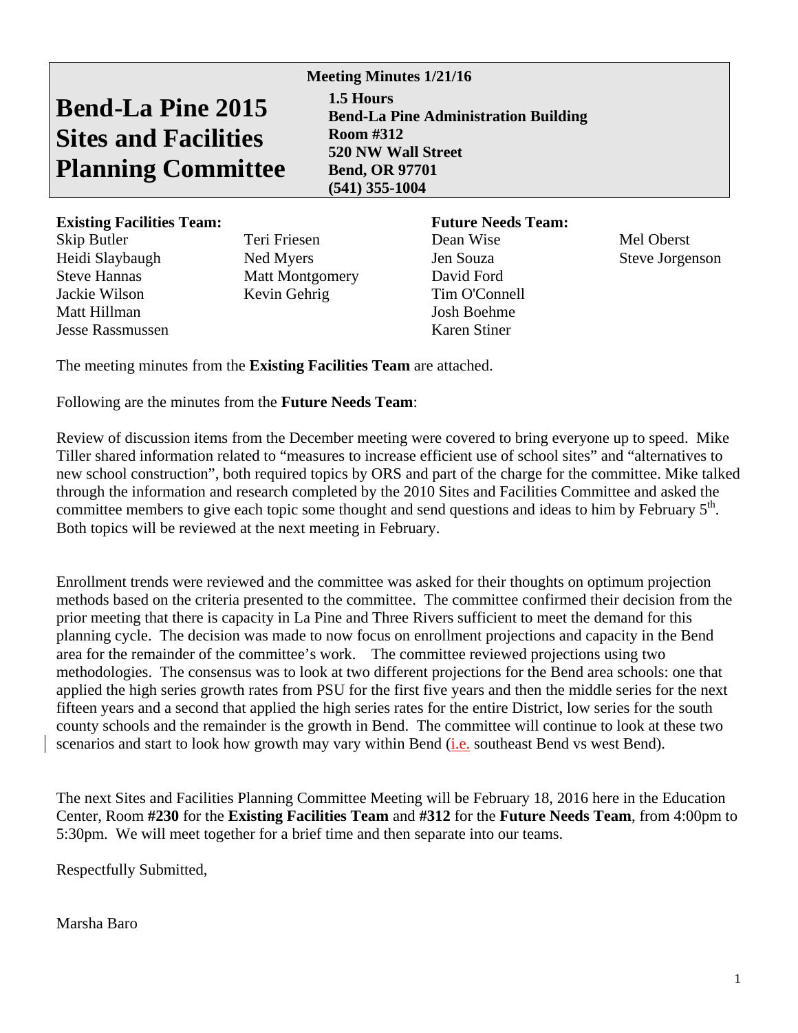# Bend-La Pine 2015 Sites and Facilities Planning Committee

**Meeting Minutes 1/21/16**

**1.5 Hours**
**Bend-La Pine Administration Building**
**Room #312**
**520 NW Wall Street**
**Bend, OR 97701**
**(541) 355-1004**

**Existing Facilities Team:**

Skip Butler
Heidi Slaybaugh
Steve Hannas
Jackie Wilson
Matt Hillman
Jesse Rassmussen
Teri Friesen
Ned Myers
Matt Montgomery
Kevin Gehrig

**Future Needs Team:**

Dean Wise
Jen Souza
David Ford
Tim O'Connell
Josh Boehme
Karen Stiner
Mel Oberst
Steve Jorgenson

The meeting minutes from the **Existing Facilities Team** are attached.

Following are the minutes from the **Future Needs Team**:

Review of discussion items from the December meeting were covered to bring everyone up to speed. Mike Tiller shared information related to "measures to increase efficient use of school sites" and "alternatives to new school construction", both required topics by ORS and part of the charge for the committee. Mike talked through the information and research completed by the 2010 Sites and Facilities Committee and asked the committee members to give each topic some thought and send questions and ideas to him by February 5th. Both topics will be reviewed at the next meeting in February.

Enrollment trends were reviewed and the committee was asked for their thoughts on optimum projection methods based on the criteria presented to the committee. The committee confirmed their decision from the prior meeting that there is capacity in La Pine and Three Rivers sufficient to meet the demand for this planning cycle. The decision was made to now focus on enrollment projections and capacity in the Bend area for the remainder of the committee's work. The committee reviewed projections using two methodologies. The consensus was to look at two different projections for the Bend area schools: one that applied the high series growth rates from PSU for the first five years and then the middle series for the next fifteen years and a second that applied the high series rates for the entire District, low series for the south county schools and the remainder is the growth in Bend. The committee will continue to look at these two scenarios and start to look how growth may vary within Bend (i.e. southeast Bend vs west Bend).

The next Sites and Facilities Planning Committee Meeting will be February 18, 2016 here in the Education Center, Room **#230** for the **Existing Facilities Team** and **#312** for the **Future Needs Team**, from 4:00pm to 5:30pm. We will meet together for a brief time and then separate into our teams.

Respectfully Submitted,

Marsha Baro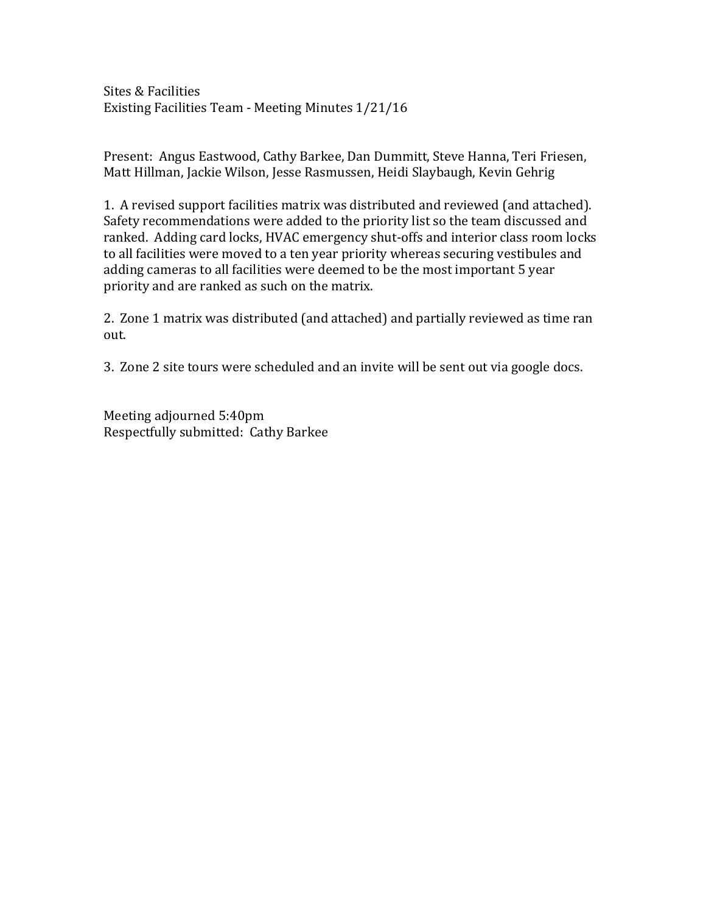Sites & Facilities
Existing Facilities Team - Meeting Minutes 1/21/16

Present: Angus Eastwood, Cathy Barkee, Dan Dummitt, Steve Hanna, Teri Friesen, Matt Hillman, Jackie Wilson, Jesse Rasmussen, Heidi Slaybaugh, Kevin Gehrig

1. A revised support facilities matrix was distributed and reviewed (and attached). Safety recommendations were added to the priority list so the team discussed and ranked. Adding card locks, HVAC emergency shut-offs and interior class room locks to all facilities were moved to a ten year priority whereas securing vestibules and adding cameras to all facilities were deemed to be the most important 5 year priority and are ranked as such on the matrix.

2. Zone 1 matrix was distributed (and attached) and partially reviewed as time ran out.

3. Zone 2 site tours were scheduled and an invite will be sent out via google docs.

Meeting adjourned 5:40pm
Respectfully submitted: Cathy Barkee